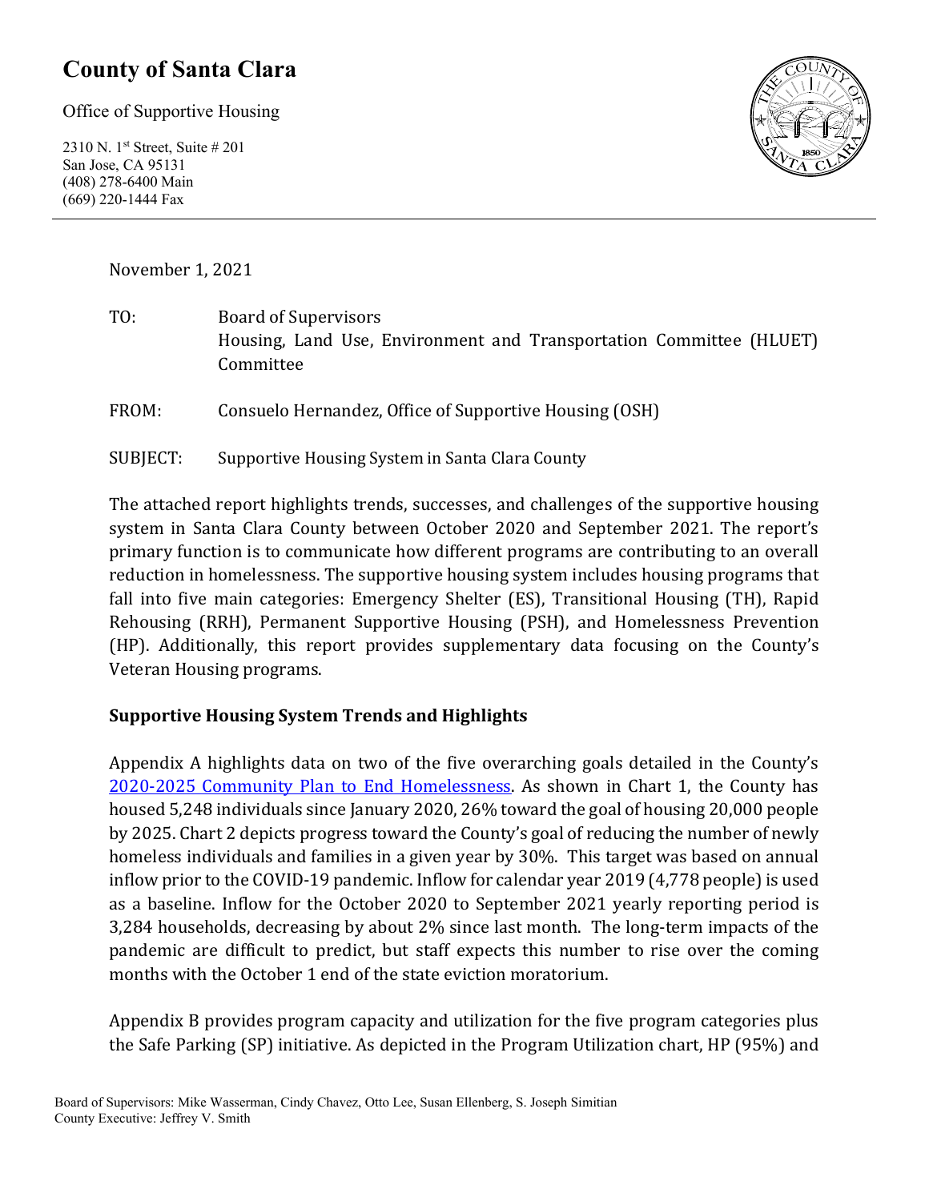# County of Santa Clara

Office of Supportive Housing

2310 N. 1st Street, Suite # 201
San Jose, CA 95131
(408) 278-6400 Main
(669) 220-1444 Fax

November 1, 2021

TO: Board of Supervisors
Housing, Land Use, Environment and Transportation Committee (HLUET) Committee

FROM: Consuelo Hernandez, Office of Supportive Housing (OSH)

SUBJECT: Supportive Housing System in Santa Clara County

The attached report highlights trends, successes, and challenges of the supportive housing system in Santa Clara County between October 2020 and September 2021. The report's primary function is to communicate how different programs are contributing to an overall reduction in homelessness. The supportive housing system includes housing programs that fall into five main categories: Emergency Shelter (ES), Transitional Housing (TH), Rapid Rehousing (RRH), Permanent Supportive Housing (PSH), and Homelessness Prevention (HP). Additionally, this report provides supplementary data focusing on the County's Veteran Housing programs.

**Supportive Housing System Trends and Highlights**

Appendix A highlights data on two of the five overarching goals detailed in the County's [2020-2025 Community Plan to End Homelessness](). As shown in Chart 1, the County has housed 5,248 individuals since January 2020, 26% toward the goal of housing 20,000 people by 2025. Chart 2 depicts progress toward the County's goal of reducing the number of newly homeless individuals and families in a given year by 30%. This target was based on annual inflow prior to the COVID-19 pandemic. Inflow for calendar year 2019 (4,778 people) is used as a baseline. Inflow for the October 2020 to September 2021 yearly reporting period is 3,284 households, decreasing by about 2% since last month. The long-term impacts of the pandemic are difficult to predict, but staff expects this number to rise over the coming months with the October 1 end of the state eviction moratorium.

Appendix B provides program capacity and utilization for the five program categories plus the Safe Parking (SP) initiative. As depicted in the Program Utilization chart, HP (95%) and

Board of Supervisors: Mike Wasserman, Cindy Chavez, Otto Lee, Susan Ellenberg, S. Joseph Simitian
County Executive: Jeffrey V. Smith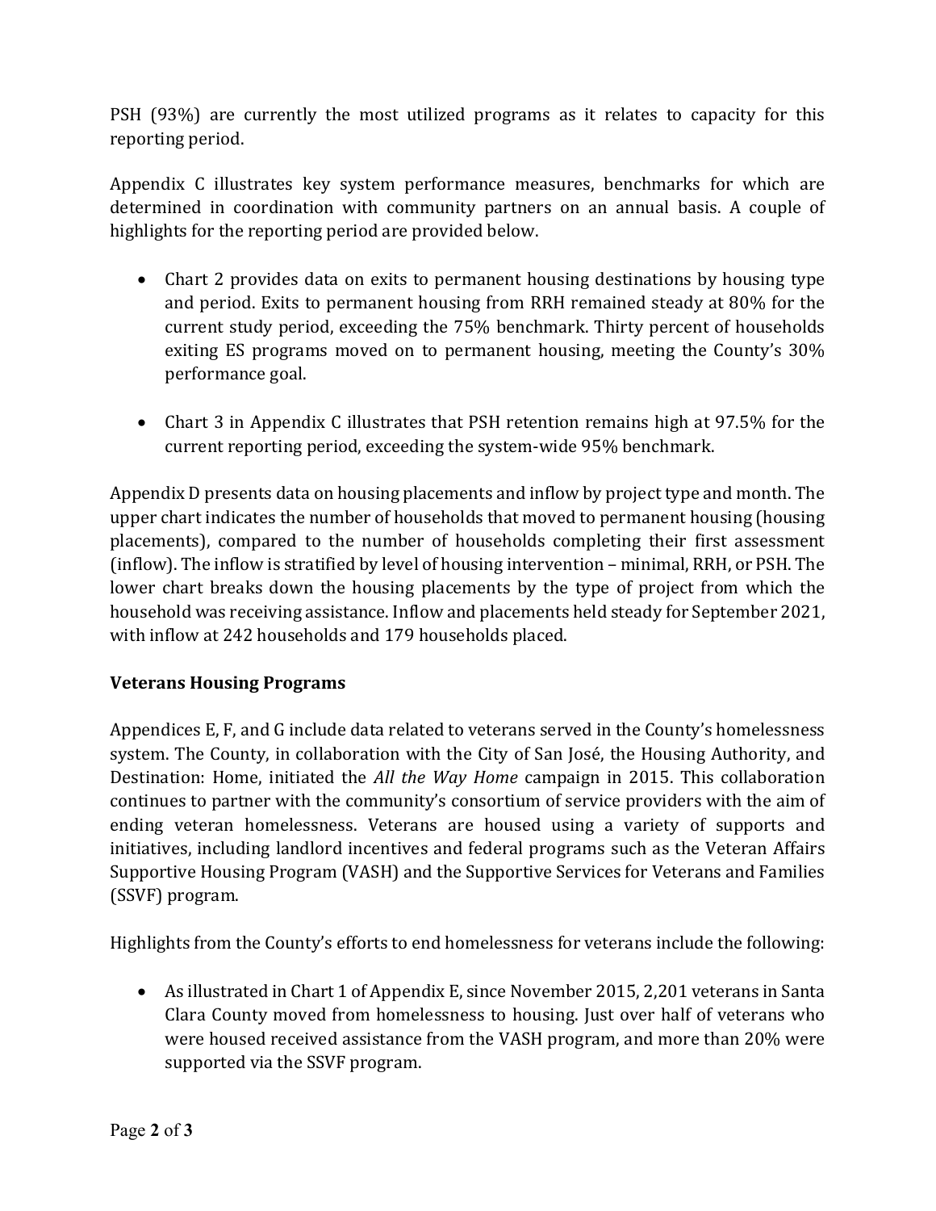PSH (93%) are currently the most utilized programs as it relates to capacity for this reporting period.

Appendix C illustrates key system performance measures, benchmarks for which are determined in coordination with community partners on an annual basis. A couple of highlights for the reporting period are provided below.

- Chart 2 provides data on exits to permanent housing destinations by housing type and period. Exits to permanent housing from RRH remained steady at 80% for the current study period, exceeding the 75% benchmark. Thirty percent of households exiting ES programs moved on to permanent housing, meeting the County's 30% performance goal.

- Chart 3 in Appendix C illustrates that PSH retention remains high at 97.5% for the current reporting period, exceeding the system-wide 95% benchmark.

Appendix D presents data on housing placements and inflow by project type and month. The upper chart indicates the number of households that moved to permanent housing (housing placements), compared to the number of households completing their first assessment (inflow). The inflow is stratified by level of housing intervention – minimal, RRH, or PSH. The lower chart breaks down the housing placements by the type of project from which the household was receiving assistance. Inflow and placements held steady for September 2021, with inflow at 242 households and 179 households placed.

**Veterans Housing Programs**

Appendices E, F, and G include data related to veterans served in the County's homelessness system. The County, in collaboration with the City of San José, the Housing Authority, and Destination: Home, initiated the *All the Way Home* campaign in 2015. This collaboration continues to partner with the community's consortium of service providers with the aim of ending veteran homelessness. Veterans are housed using a variety of supports and initiatives, including landlord incentives and federal programs such as the Veteran Affairs Supportive Housing Program (VASH) and the Supportive Services for Veterans and Families (SSVF) program.

Highlights from the County's efforts to end homelessness for veterans include the following:

- As illustrated in Chart 1 of Appendix E, since November 2015, 2,201 veterans in Santa Clara County moved from homelessness to housing. Just over half of veterans who were housed received assistance from the VASH program, and more than 20% were supported via the SSVF program.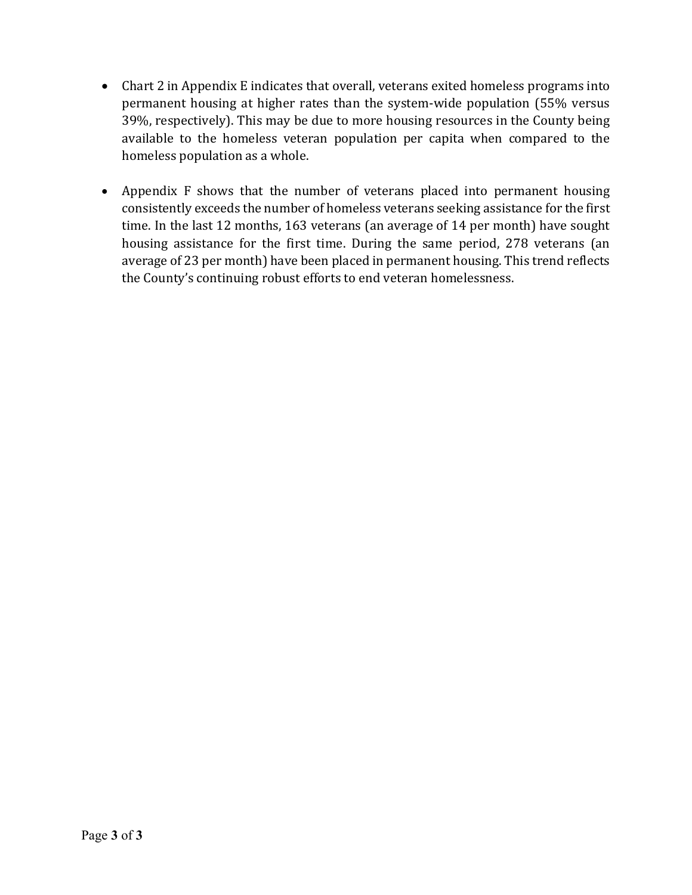- Chart 2 in Appendix E indicates that overall, veterans exited homeless programs into permanent housing at higher rates than the system-wide population (55% versus 39%, respectively). This may be due to more housing resources in the County being available to the homeless veteran population per capita when compared to the homeless population as a whole.

- Appendix F shows that the number of veterans placed into permanent housing consistently exceeds the number of homeless veterans seeking assistance for the first time. In the last 12 months, 163 veterans (an average of 14 per month) have sought housing assistance for the first time. During the same period, 278 veterans (an average of 23 per month) have been placed in permanent housing. This trend reflects the County's continuing robust efforts to end veteran homelessness.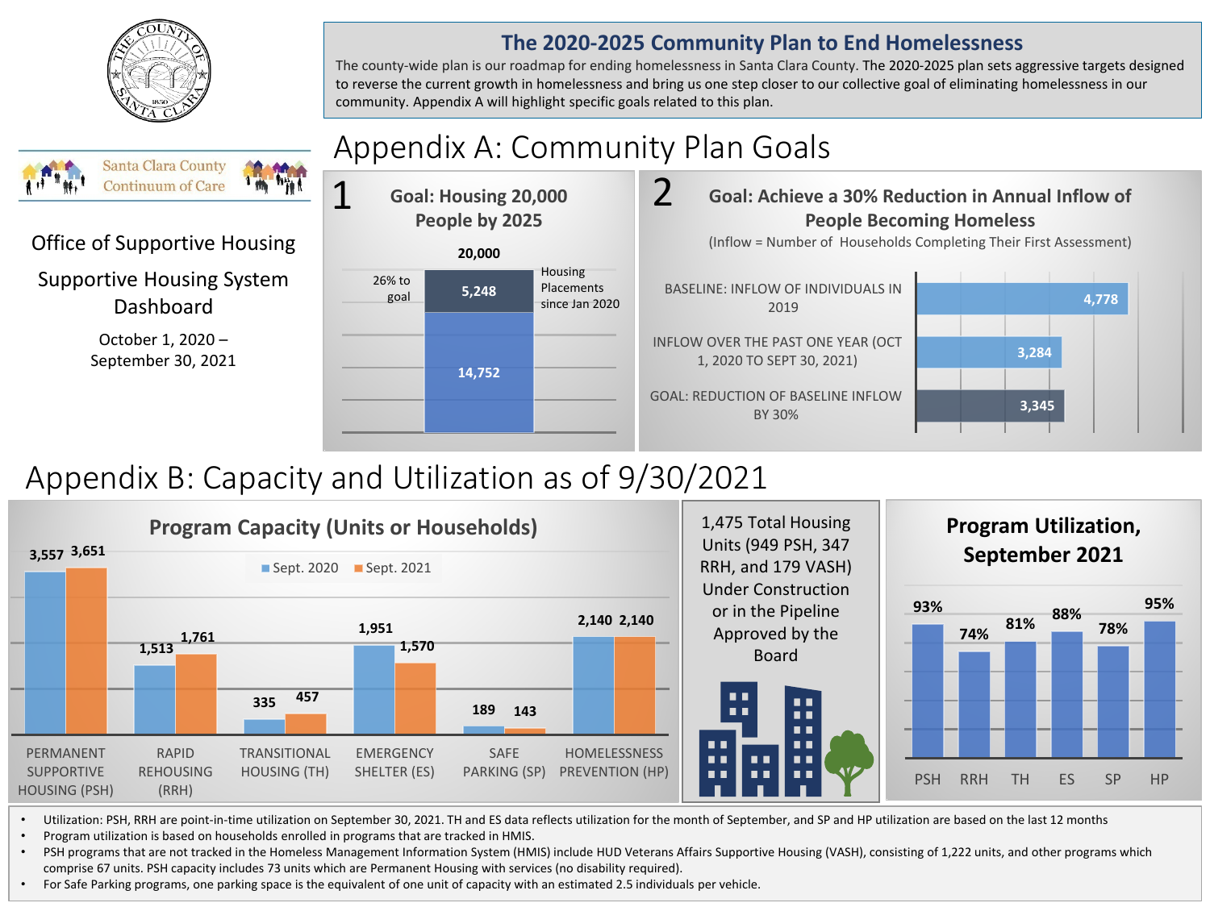Office of Supportive Housing

Supportive Housing System Dashboard

October 1, 2020 – September 30, 2021

## The 2020-2025 Community Plan to End Homelessness

The county-wide plan is our roadmap for ending homelessness in Santa Clara County. The 2020-2025 plan sets aggressive targets designed to reverse the current growth in homelessness and bring us one step closer to our collective goal of eliminating homelessness in our community. Appendix A will highlight specific goals related to this plan.

# Appendix A: Community Plan Goals

### 1 Goal: Housing 20,000 People by 2025

| | Value |
|---|---|
| Goal | 20,000 |
| Housing Placements since Jan 2020 (26% to goal) | 5,248 |
| Remaining | 14,752 |

### 2 Goal: Achieve a 30% Reduction in Annual Inflow of People Becoming Homeless

(Inflow = Number of Households Completing Their First Assessment)

| | Value |
|---|---|
| Baseline: Inflow of individuals in 2019 | 4,778 |
| Inflow over the past one year (Oct 1, 2020 to Sept 30, 2021) | 3,284 |
| Goal: Reduction of baseline inflow by 30% | 3,345 |

# Appendix B: Capacity and Utilization as of 9/30/2021

### Program Capacity (Units or Households)

| Program | Sept. 2020 | Sept. 2021 |
|---|---|---|
| Permanent Supportive Housing (PSH) | 3,557 | 3,651 |
| Rapid Rehousing (RRH) | 1,513 | 1,761 |
| Transitional Housing (TH) | 335 | 457 |
| Emergency Shelter (ES) | 1,951 | 1,570 |
| Safe Parking (SP) | 189 | 143 |
| Homelessness Prevention (HP) | 2,140 | 2,140 |

1,475 Total Housing Units (949 PSH, 347 RRH, and 179 VASH) Under Construction or in the Pipeline Approved by the Board

### Program Utilization, September 2021

| PSH | RRH | TH | ES | SP | HP |
|---|---|---|---|---|---|
| 93% | 74% | 81% | 88% | 78% | 95% |

- Utilization: PSH, RRH are point-in-time utilization on September 30, 2021. TH and ES data reflects utilization for the month of September, and SP and HP utilization are based on the last 12 months
- Program utilization is based on households enrolled in programs that are tracked in HMIS.
- PSH programs that are not tracked in the Homeless Management Information System (HMIS) include HUD Veterans Affairs Supportive Housing (VASH), consisting of 1,222 units, and other programs which comprise 67 units. PSH capacity includes 73 units which are Permanent Housing with services (no disability required).
- For Safe Parking programs, one parking space is the equivalent of one unit of capacity with an estimated 2.5 individuals per vehicle.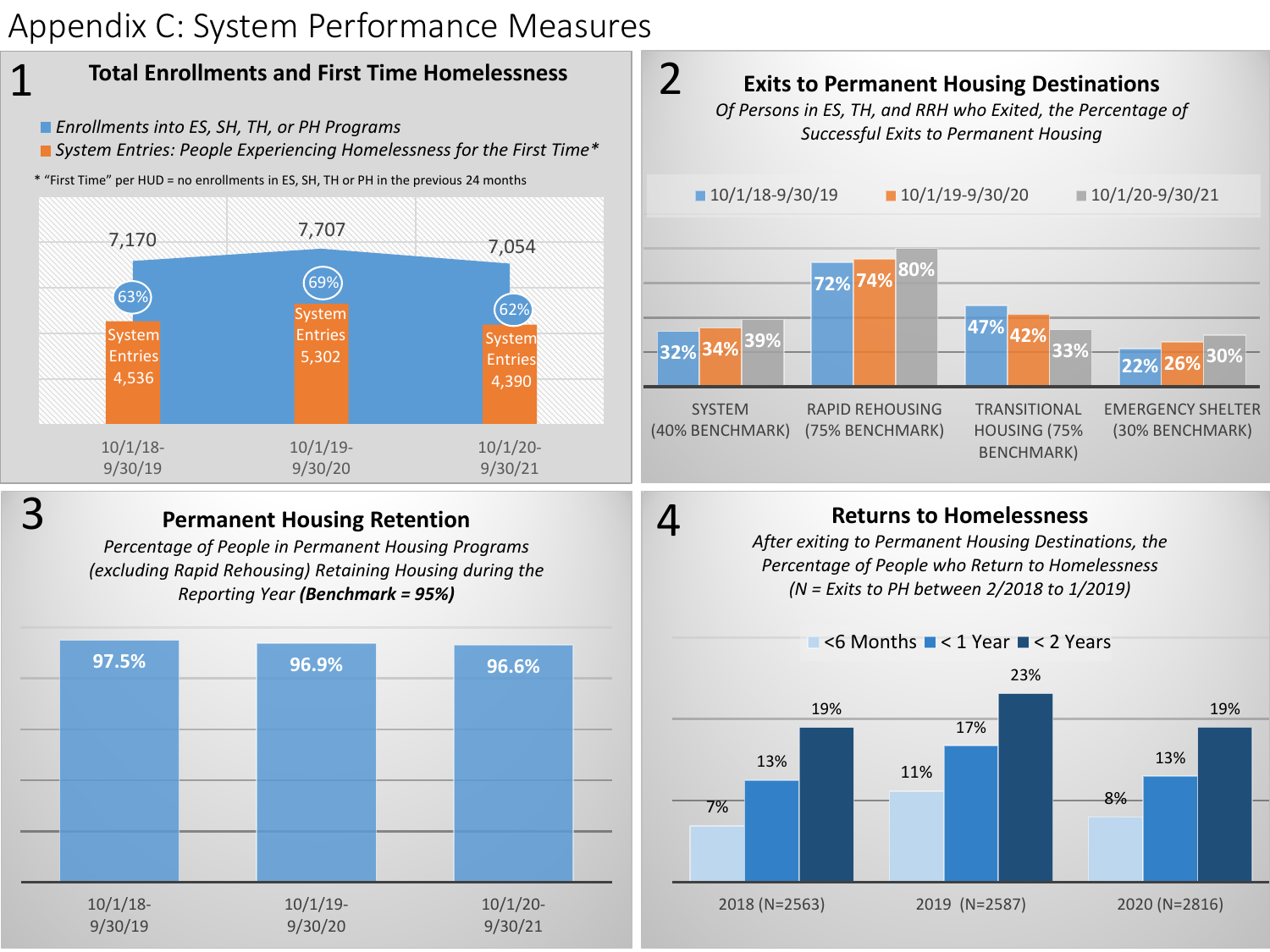# Appendix C: System Performance Measures

## 1 Total Enrollments and First Time Homelessness

- *Enrollments into ES, SH, TH, or PH Programs*
- *System Entries: People Experiencing Homelessness for the First Time\**

\* "First Time" per HUD = no enrollments in ES, SH, TH or PH in the previous 24 months

| | 10/1/18-9/30/19 | 10/1/19-9/30/20 | 10/1/20-9/30/21 |
|---|---|---|---|
| Enrollments into ES, SH, TH, or PH Programs | 7,170 | 7,707 | 7,054 |
| System Entries | 4,536 | 5,302 | 4,390 |
| % First Time | 63% | 69% | 62% |

## 2 Exits to Permanent Housing Destinations

*Of Persons in ES, TH, and RRH who Exited, the Percentage of Successful Exits to Permanent Housing*

| | 10/1/18-9/30/19 | 10/1/19-9/30/20 | 10/1/20-9/30/21 |
|---|---|---|---|
| SYSTEM (40% BENCHMARK) | 32% | 34% | 39% |
| RAPID REHOUSING (75% BENCHMARK) | 72% | 74% | 80% |
| TRANSITIONAL HOUSING (75% BENCHMARK) | 47% | 42% | 33% |
| EMERGENCY SHELTER (30% BENCHMARK) | 22% | 26% | 30% |

## 3 Permanent Housing Retention

*Percentage of People in Permanent Housing Programs (excluding Rapid Rehousing) Retaining Housing during the Reporting Year **(Benchmark = 95%)***

| 10/1/18-9/30/19 | 10/1/19-9/30/20 | 10/1/20-9/30/21 |
|---|---|---|
| 97.5% | 96.9% | 96.6% |

## 4 Returns to Homelessness

*After exiting to Permanent Housing Destinations, the Percentage of People who Return to Homelessness (N = Exits to PH between 2/2018 to 1/2019)*

| | <6 Months | < 1 Year | < 2 Years |
|---|---|---|---|
| 2018 (N=2563) | 7% | 13% | 19% |
| 2019 (N=2587) | 11% | 17% | 23% |
| 2020 (N=2816) | 8% | 13% | 19% |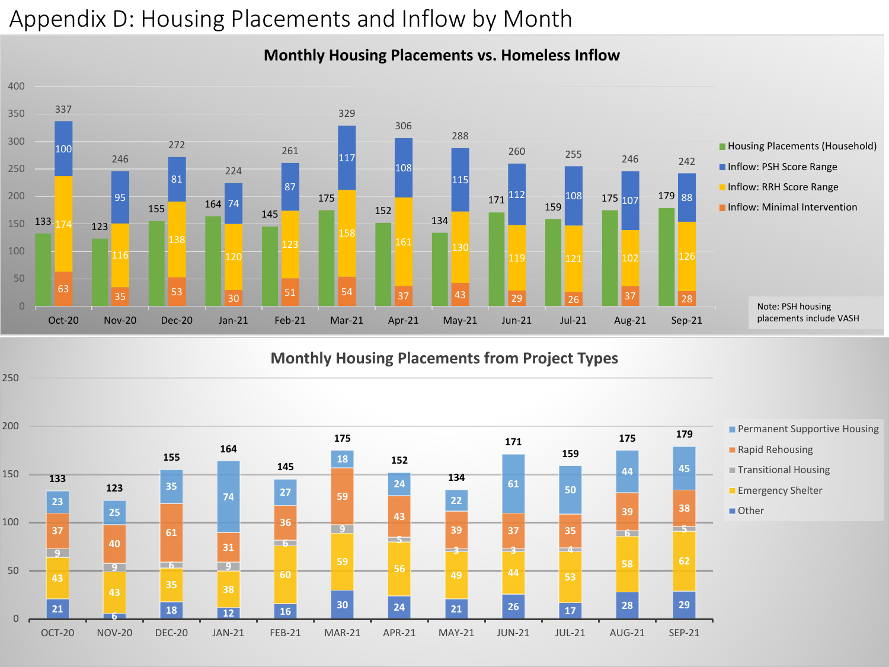# Appendix D: Housing Placements and Inflow by Month

## Monthly Housing Placements vs. Homeless Inflow

| Month | Housing Placements (Household) | Inflow: PSH Score Range | Inflow: RRH Score Range | Inflow: Minimal Intervention | Total Inflow |
|---|---|---|---|---|---|
| Oct-20 | 133 | 100 | 174 | 63 | 337 |
| Nov-20 | 123 | 95 | 116 | 35 | 246 |
| Dec-20 | 155 | 81 | 138 | 53 | 272 |
| Jan-21 | 164 | 74 | 120 | 30 | 224 |
| Feb-21 | 145 | 87 | 123 | 51 | 261 |
| Mar-21 | 175 | 117 | 158 | 54 | 329 |
| Apr-21 | 152 | 108 | 161 | 37 | 306 |
| May-21 | 134 | 115 | 130 | 43 | 288 |
| Jun-21 | 171 | 112 | 119 | 29 | 260 |
| Jul-21 | 159 | 108 | 121 | 26 | 255 |
| Aug-21 | 175 | 107 | 102 | 37 | 246 |
| Sep-21 | 179 | 88 | 126 | 28 | 242 |

Note: PSH housing placements include VASH

## Monthly Housing Placements from Project Types

| Month | Permanent Supportive Housing | Rapid Rehousing | Transitional Housing | Emergency Shelter | Other | Total |
|---|---|---|---|---|---|---|
| OCT-20 | 23 | 37 | 9 | 43 | 21 | 133 |
| NOV-20 | 25 | 40 | 9 | 43 | 6 | 123 |
| DEC-20 | 35 | 61 | 6 | 35 | 18 | 155 |
| JAN-21 | 74 | 31 | 9 | 38 | 12 | 164 |
| FEB-21 | 27 | 36 | 6 | 60 | 16 | 145 |
| MAR-21 | 18 | 59 | 9 | 59 | 30 | 175 |
| APR-21 | 24 | 43 | 5 | 56 | 24 | 152 |
| MAY-21 | 22 | 39 | 3 | 49 | 21 | 134 |
| JUN-21 | 61 | 37 | 3 | 44 | 26 | 171 |
| JUL-21 | 50 | 35 | 4 | 53 | 17 | 159 |
| AUG-21 | 44 | 39 | 6 | 58 | 28 | 175 |
| SEP-21 | 45 | 38 | 5 | 62 | 29 | 179 |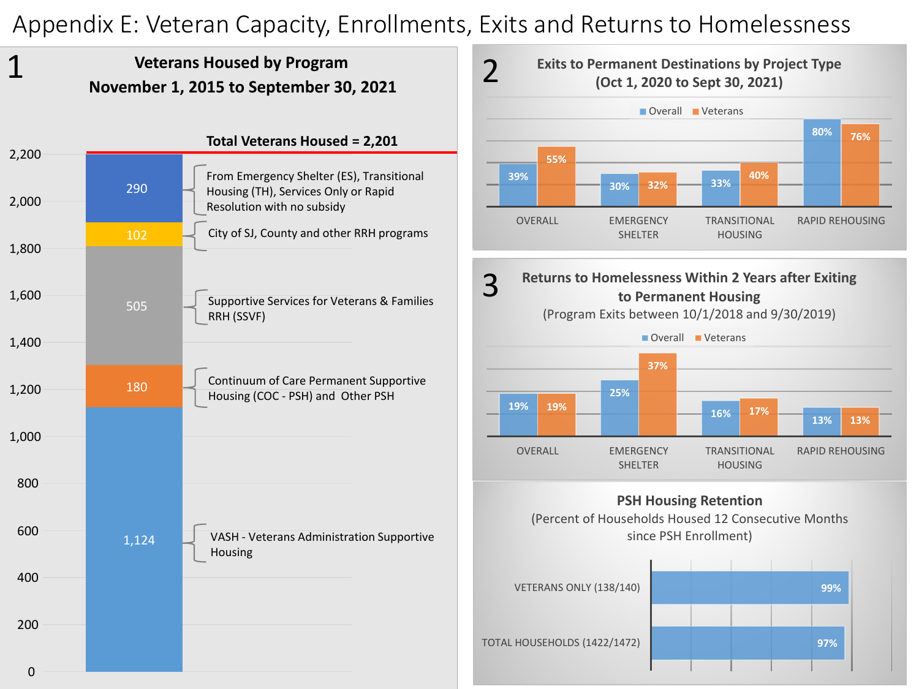# Appendix E: Veteran Capacity, Enrollments, Exits and Returns to Homelessness

## 1

### Veterans Housed by Program
### November 1, 2015 to September 30, 2021

**Total Veterans Housed = 2,201**

| Program | Veterans Housed |
|---|---|
| From Emergency Shelter (ES), Transitional Housing (TH), Services Only or Rapid Resolution with no subsidy | 290 |
| City of SJ, County and other RRH programs | 102 |
| Supportive Services for Veterans & Families RRH (SSVF) | 505 |
| Continuum of Care Permanent Supportive Housing (COC - PSH) and Other PSH | 180 |
| VASH - Veterans Administration Supportive Housing | 1,124 |

## 2

### Exits to Permanent Destinations by Project Type
### (Oct 1, 2020 to Sept 30, 2021)

| | Overall | Veterans |
|---|---|---|
| OVERALL | 39% | 55% |
| EMERGENCY SHELTER | 30% | 32% |
| TRANSITIONAL HOUSING | 33% | 40% |
| RAPID REHOUSING | 80% | 76% |

## 3

### Returns to Homelessness Within 2 Years after Exiting to Permanent Housing
(Program Exits between 10/1/2018 and 9/30/2019)

| | Overall | Veterans |
|---|---|---|
| OVERALL | 19% | 19% |
| EMERGENCY SHELTER | 25% | 37% |
| TRANSITIONAL HOUSING | 16% | 17% |
| RAPID REHOUSING | 13% | 13% |

### PSH Housing Retention
(Percent of Households Housed 12 Consecutive Months since PSH Enrollment)

| | Retention |
|---|---|
| VETERANS ONLY (138/140) | 99% |
| TOTAL HOUSEHOLDS (1422/1472) | 97% |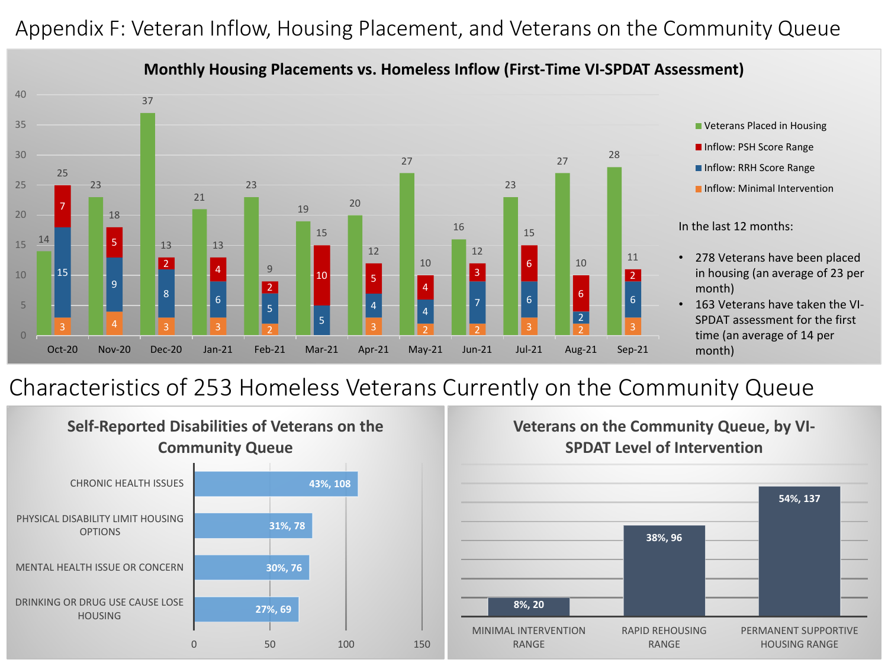# Appendix F: Veteran Inflow, Housing Placement, and Veterans on the Community Queue

## Monthly Housing Placements vs. Homeless Inflow (First-Time VI-SPDAT Assessment)

| Month | Veterans Placed in Housing | Inflow: PSH Score Range | Inflow: RRH Score Range | Inflow: Minimal Intervention | Total Inflow |
|---|---|---|---|---|---|
| Oct-20 | 14 | 7 | 15 | 3 | 25 |
| Nov-20 | 23 | 5 | 9 | 4 | 18 |
| Dec-20 | 37 | 2 | 8 | 3 | 13 |
| Jan-21 | 21 | 4 | 6 | 3 | 13 |
| Feb-21 | 23 | 2 | 5 | 2 | 9 |
| Mar-21 | 19 | 10 | 5 | | 15 |
| Apr-21 | 20 | 5 | 4 | 3 | 12 |
| May-21 | 27 | 4 | 4 | 2 | 10 |
| Jun-21 | 16 | 3 | 7 | 2 | 12 |
| Jul-21 | 23 | 6 | 6 | 3 | 15 |
| Aug-21 | 27 | 6 | 2 | 2 | 10 |
| Sep-21 | 28 | 2 | 6 | 3 | 11 |

In the last 12 months:

- 278 Veterans have been placed in housing (an average of 23 per month)
- 163 Veterans have taken the VI-SPDAT assessment for the first time (an average of 14 per month)

# Characteristics of 253 Homeless Veterans Currently on the Community Queue

### Self-Reported Disabilities of Veterans on the Community Queue

| Disability | Percent, Count |
|---|---|
| CHRONIC HEALTH ISSUES | 43%, 108 |
| PHYSICAL DISABILITY LIMIT HOUSING OPTIONS | 31%, 78 |
| MENTAL HEALTH ISSUE OR CONCERN | 30%, 76 |
| DRINKING OR DRUG USE CAUSE LOSE HOUSING | 27%, 69 |

### Veterans on the Community Queue, by VI-SPDAT Level of Intervention

| Level of Intervention | Percent, Count |
|---|---|
| MINIMAL INTERVENTION RANGE | 8%, 20 |
| RAPID REHOUSING RANGE | 38%, 96 |
| PERMANENT SUPPORTIVE HOUSING RANGE | 54%, 137 |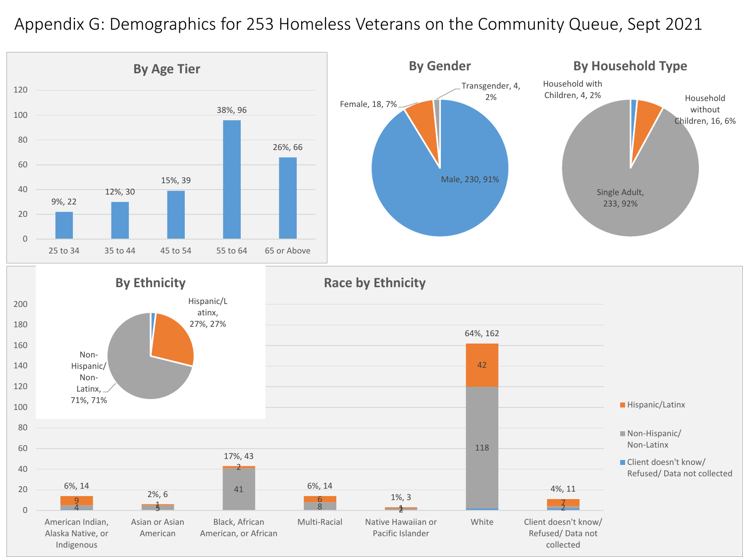# Appendix G: Demographics for 253 Homeless Veterans on the Community Queue, Sept 2021

## By Age Tier

120
100
80
60
40
20
0

9%, 22
12%, 30
15%, 39
38%, 96
26%, 66

25 to 34
35 to 44
45 to 54
55 to 64
65 or Above

## By Gender

Transgender, 4, 2%
Female, 18, 7%
Male, 230, 91%

## By Household Type

Household with Children, 4, 2%
Household without Children, 16, 6%
Single Adult, 233, 92%

## By Ethnicity

Hispanic/Latinx, 27%, 27%
Non-Hispanic/ Non-Latinx, 71%, 71%

## Race by Ethnicity

200
180
160
140
120
100
80
60
40
20
0

6%, 14
9
4

2%, 6
1
5

17%, 43
2
41

6%, 14
6
8

1%, 3
1
2

64%, 162
42
118

4%, 11
7
2

American Indian, Alaska Native, or Indigenous
Asian or Asian American
Black, African American, or African
Multi-Racial
Native Hawaiian or Pacific Islander
White
Client doesn't know/ Refused/ Data not collected

Hispanic/Latinx
Non-Hispanic/ Non-Latinx
Client doesn't know/ Refused/ Data not collected